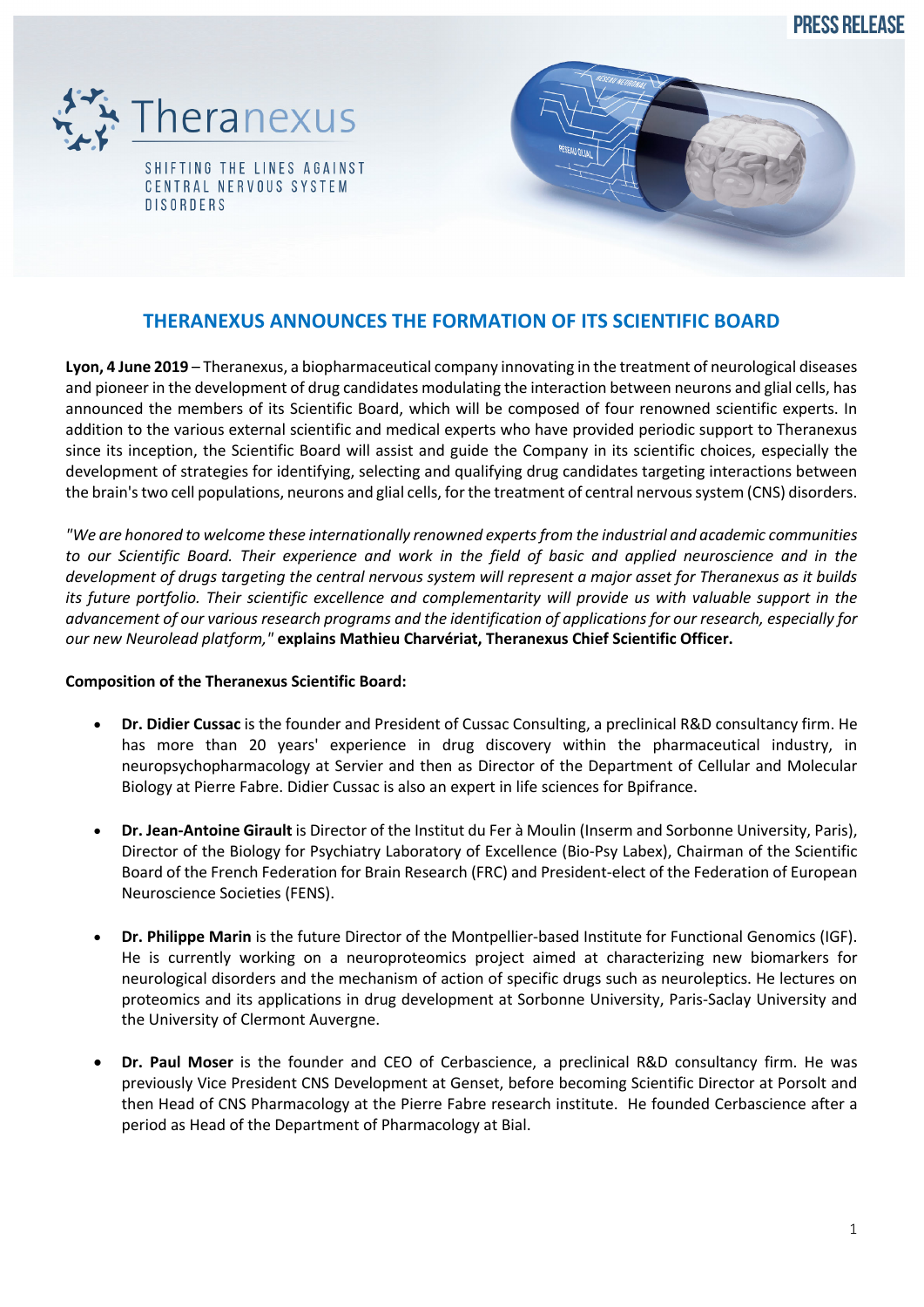PRESS RELEASE

Theranexus

SHIFTING THE LINES AGAINST CENTRAL NERVOUS SYSTEM DISORDERS

# THERANEXUS ANNOUNCES THE FORMATION OF ITS SCIENTIFIC BOARD

**Lyon, 4 June 2019** – Theranexus, a biopharmaceutical company innovating in the treatment of neurological diseases and pioneer in the development of drug candidates modulating the interaction between neurons and glial cells, has announced the members of its Scientific Board, which will be composed of four renowned scientific experts. In addition to the various external scientific and medical experts who have provided periodic support to Theranexus since its inception, the Scientific Board will assist and guide the Company in its scientific choices, especially the development of strategies for identifying, selecting and qualifying drug candidates targeting interactions between the brain's two cell populations, neurons and glial cells, for the treatment of central nervous system (CNS) disorders.

*"We are honored to welcome these internationally renowned experts from the industrial and academic communities to our Scientific Board. Their experience and work in the field of basic and applied neuroscience and in the development of drugs targeting the central nervous system will represent a major asset for Theranexus as it builds its future portfolio. Their scientific excellence and complementarity will provide us with valuable support in the advancement of our various research programs and the identification of applications for our research, especially for our new Neurolead platform,"* **explains Mathieu Charvériat, Theranexus Chief Scientific Officer.**

**Composition of the Theranexus Scientific Board:**

- **Dr. Didier Cussac** is the founder and President of Cussac Consulting, a preclinical R&D consultancy firm. He has more than 20 years' experience in drug discovery within the pharmaceutical industry, in neuropsychopharmacology at Servier and then as Director of the Department of Cellular and Molecular Biology at Pierre Fabre. Didier Cussac is also an expert in life sciences for Bpifrance.

- **Dr. Jean-Antoine Girault** is Director of the Institut du Fer à Moulin (Inserm and Sorbonne University, Paris), Director of the Biology for Psychiatry Laboratory of Excellence (Bio-Psy Labex), Chairman of the Scientific Board of the French Federation for Brain Research (FRC) and President-elect of the Federation of European Neuroscience Societies (FENS).

- **Dr. Philippe Marin** is the future Director of the Montpellier-based Institute for Functional Genomics (IGF). He is currently working on a neuroproteomics project aimed at characterizing new biomarkers for neurological disorders and the mechanism of action of specific drugs such as neuroleptics. He lectures on proteomics and its applications in drug development at Sorbonne University, Paris-Saclay University and the University of Clermont Auvergne.

- **Dr. Paul Moser** is the founder and CEO of Cerbascience, a preclinical R&D consultancy firm. He was previously Vice President CNS Development at Genset, before becoming Scientific Director at Porsolt and then Head of CNS Pharmacology at the Pierre Fabre research institute. He founded Cerbascience after a period as Head of the Department of Pharmacology at Bial.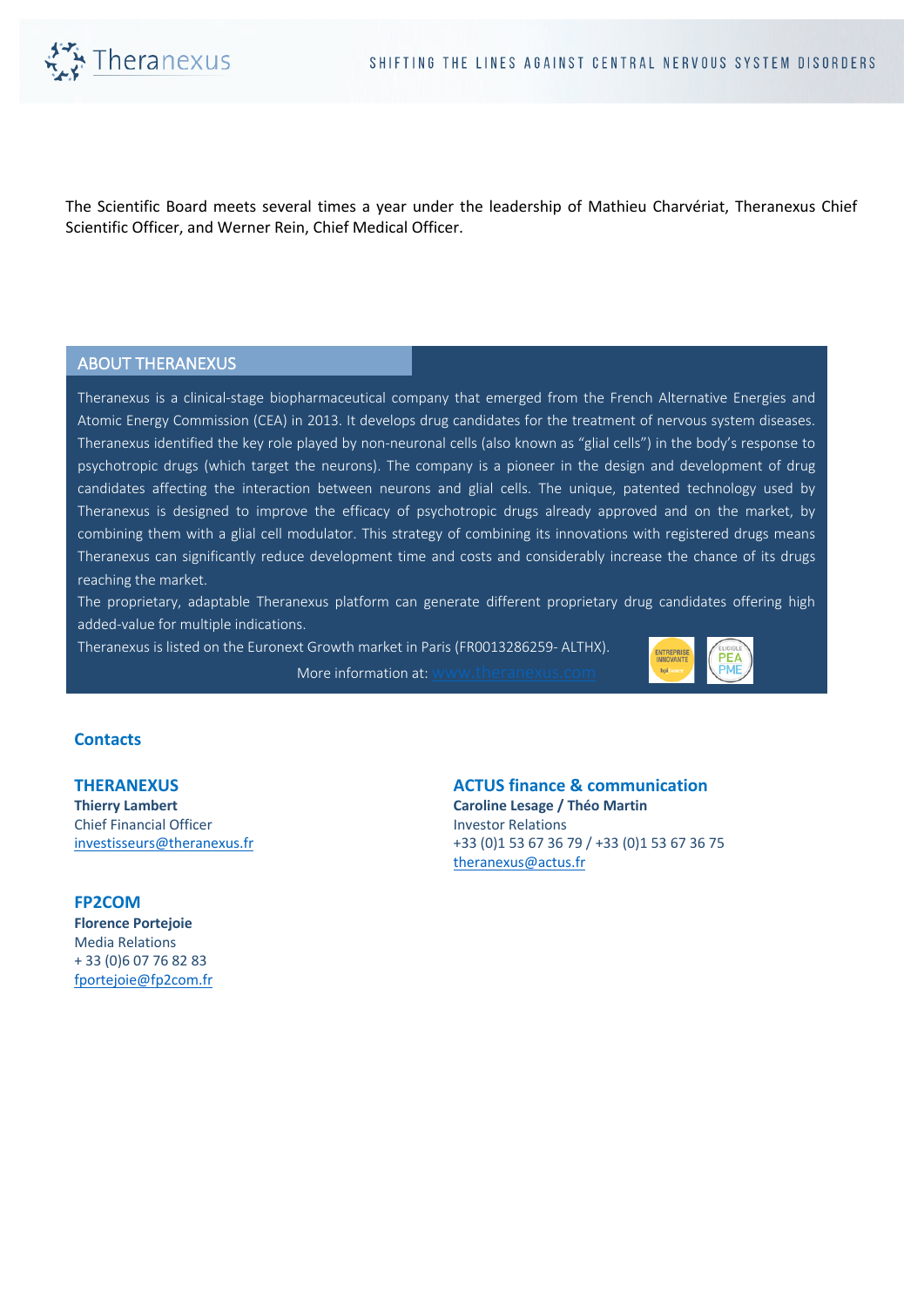The Scientific Board meets several times a year under the leadership of Mathieu Charvériat, Theranexus Chief Scientific Officer, and Werner Rein, Chief Medical Officer.

## ABOUT THERANEXUS

Theranexus is a clinical-stage biopharmaceutical company that emerged from the French Alternative Energies and Atomic Energy Commission (CEA) in 2013. It develops drug candidates for the treatment of nervous system diseases. Theranexus identified the key role played by non-neuronal cells (also known as “glial cells”) in the body’s response to psychotropic drugs (which target the neurons). The company is a pioneer in the design and development of drug candidates affecting the interaction between neurons and glial cells. The unique, patented technology used by Theranexus is designed to improve the efficacy of psychotropic drugs already approved and on the market, by combining them with a glial cell modulator. This strategy of combining its innovations with registered drugs means Theranexus can significantly reduce development time and costs and considerably increase the chance of its drugs reaching the market.

The proprietary, adaptable Theranexus platform can generate different proprietary drug candidates offering high added-value for multiple indications.

Theranexus is listed on the Euronext Growth market in Paris (FR0013286259- ALTHX).

More information at: www.theranexus.com

ENTREPRISE INNOVANTE bpifrance

ELIGIBLE PEA PME

## Contacts

**THERANEXUS**
**Thierry Lambert**
Chief Financial Officer
investisseurs@theranexus.fr

**ACTUS finance & communication**
**Caroline Lesage / Théo Martin**
Investor Relations
+33 (0)1 53 67 36 79 / +33 (0)1 53 67 36 75
theranexus@actus.fr

**FP2COM**
**Florence Portejoie**
Media Relations
+ 33 (0)6 07 76 82 83
fportejoie@fp2com.fr